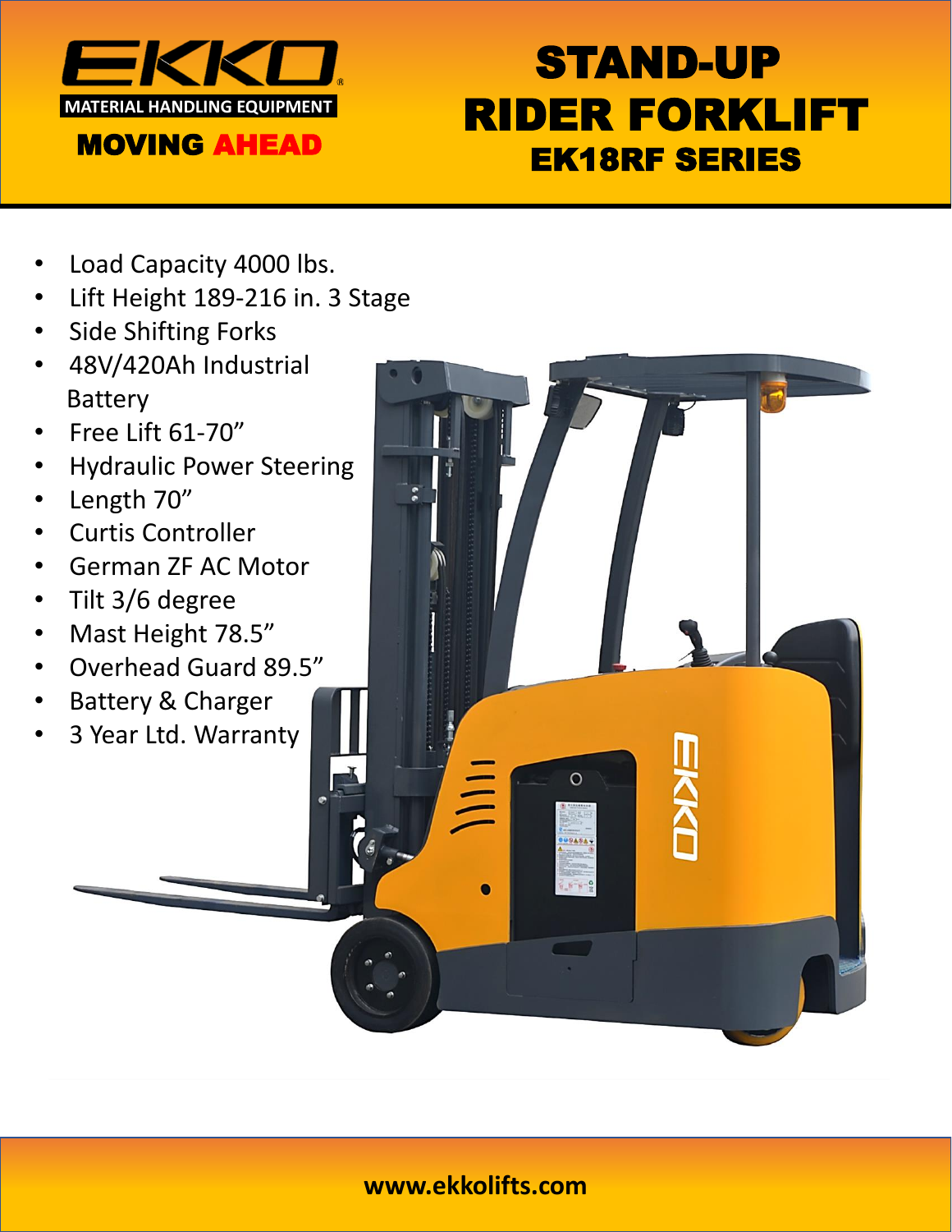EKKO®

MATERIAL HANDLING EQUIPMENT

MOVING AHEAD

# STAND-UP RIDER FORKLIFT

## EK18RF SERIES

- Load Capacity 4000 lbs.
- Lift Height 189-216 in. 3 Stage
- Side Shifting Forks
- 48V/420Ah Industrial Battery
- Free Lift 61-70”
- Hydraulic Power Steering
- Length 70”
- Curtis Controller
- German ZF AC Motor
- Tilt 3/6 degree
- Mast Height 78.5”
- Overhead Guard 89.5”
- Battery & Charger
- 3 Year Ltd. Warranty

**www.ekkolifts.com**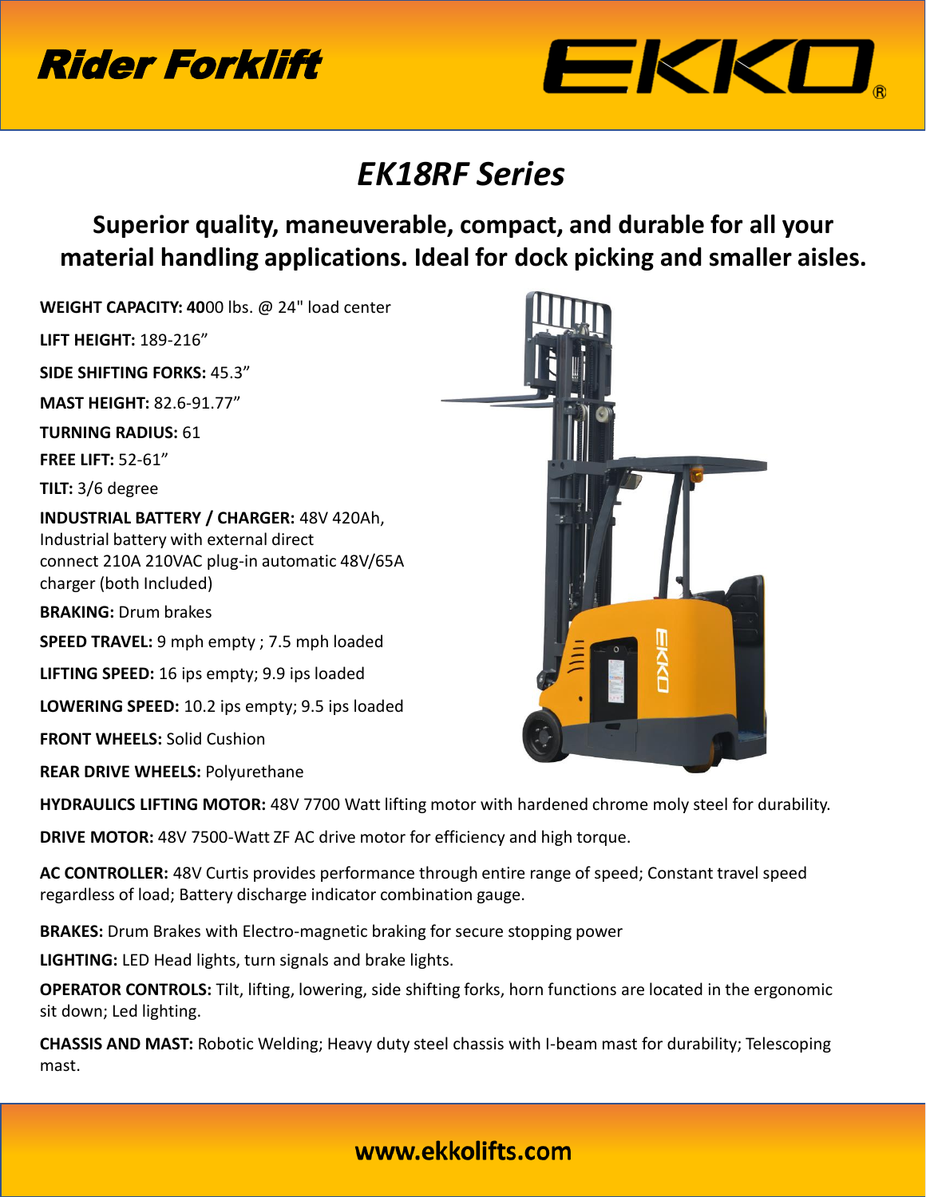# Rider Forklift

EKKO®

## *EK18RF Series*

### Superior quality, maneuverable, compact, and durable for all your material handling applications. Ideal for dock picking and smaller aisles.

**WEIGHT CAPACITY: 40**00 lbs. @ 24" load center

**LIFT HEIGHT:** 189-216"

**SIDE SHIFTING FORKS:** 45.3"

**MAST HEIGHT:** 82.6-91.77"

**TURNING RADIUS:** 61

**FREE LIFT:** 52-61"

**TILT:** 3/6 degree

**INDUSTRIAL BATTERY / CHARGER:** 48V 420Ah, Industrial battery with external direct connect 210A 210VAC plug-in automatic 48V/65A charger (both Included)

**BRAKING:** Drum brakes

**SPEED TRAVEL:** 9 mph empty ; 7.5 mph loaded

**LIFTING SPEED:** 16 ips empty; 9.9 ips loaded

**LOWERING SPEED:** 10.2 ips empty; 9.5 ips loaded

**FRONT WHEELS:** Solid Cushion

**REAR DRIVE WHEELS:** Polyurethane

**HYDRAULICS LIFTING MOTOR:** 48V 7700 Watt lifting motor with hardened chrome moly steel for durability.

**DRIVE MOTOR:** 48V 7500-Watt ZF AC drive motor for efficiency and high torque.

**AC CONTROLLER:** 48V Curtis provides performance through entire range of speed; Constant travel speed regardless of load; Battery discharge indicator combination gauge.

**BRAKES:** Drum Brakes with Electro-magnetic braking for secure stopping power

**LIGHTING:** LED Head lights, turn signals and brake lights.

**OPERATOR CONTROLS:** Tilt, lifting, lowering, side shifting forks, horn functions are located in the ergonomic sit down; Led lighting.

**CHASSIS AND MAST:** Robotic Welding; Heavy duty steel chassis with I-beam mast for durability; Telescoping mast.

**www.ekkolifts.com**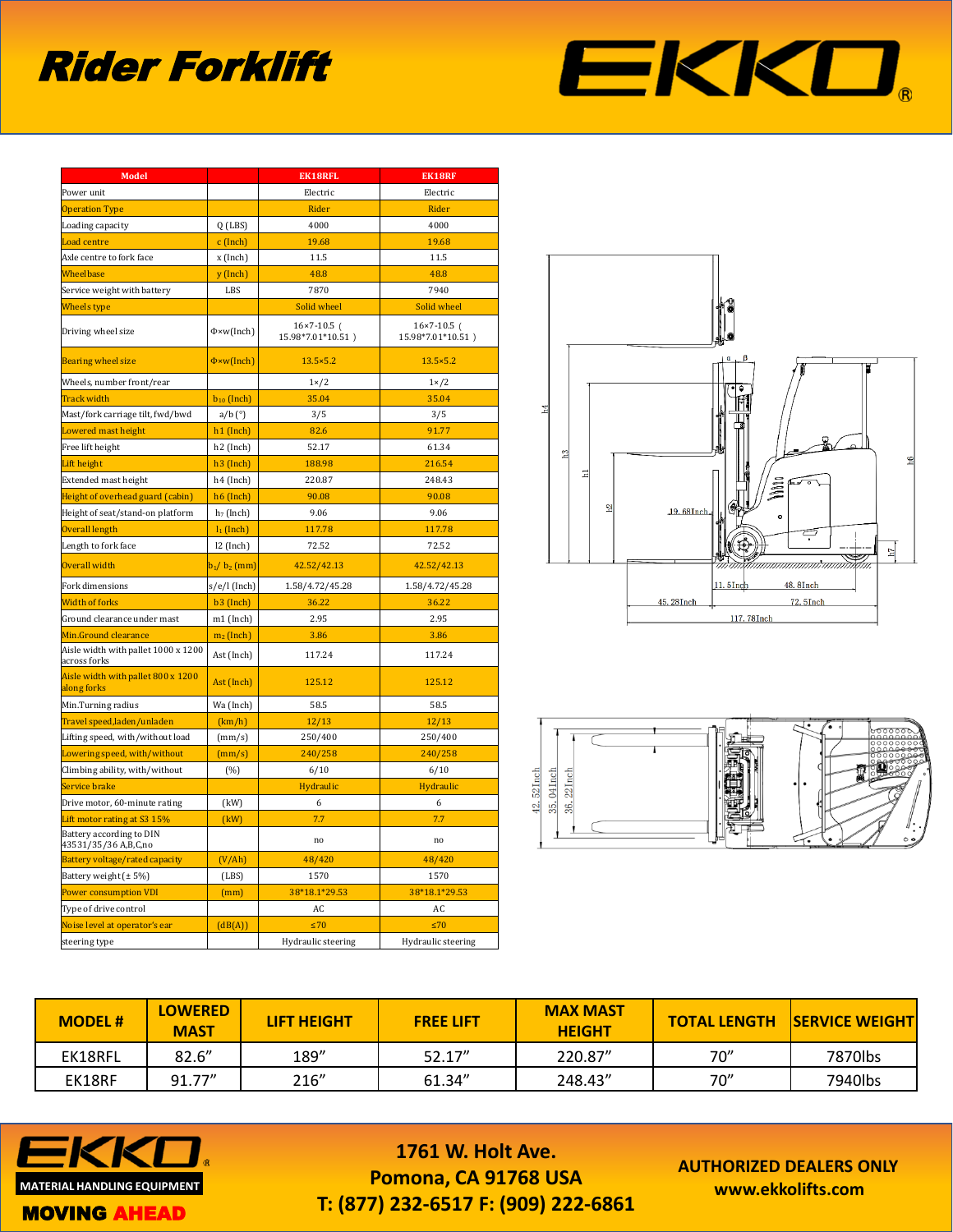# Rider Forklift

EKKO®

| Model | | EK18RFL | EK18RF |
|---|---|---|---|
| Power unit | | Electric | Electric |
| Operation Type | | Rider | Rider |
| Loading capacity | Q (LBS) | 4000 | 4000 |
| Load centre | c (Inch) | 19.68 | 19.68 |
| Axle centre to fork face | x (Inch) | 11.5 | 11.5 |
| Wheelbase | y (Inch) | 48.8 | 48.8 |
| Service weight with battery | LBS | 7870 | 7940 |
| Wheels type | | Solid wheel | Solid wheel |
| Driving wheel size | Φ×w(Inch) | 16×7-10.5（15.98*7.01*10.51） | 16×7-10.5（15.98*7.01*10.51） |
| Bearing wheel size | Φ×w(Inch) | 13.5×5.2 | 13.5×5.2 |
| Wheels, number front/rear | | 1×/2 | 1×/2 |
| Track width | $b_{10}$ (Inch) | 35.04 | 35.04 |
| Mast/fork carriage tilt, fwd/bwd | a/b (°) | 3/5 | 3/5 |
| Lowered mast height | h1 (Inch) | 82.6 | 91.77 |
| Free lift height | h2 (Inch) | 52.17 | 61.34 |
| Lift height | h3 (Inch) | 188.98 | 216.54 |
| Extended mast height | h4 (Inch) | 220.87 | 248.43 |
| Height of overhead guard (cabin) | h6 (Inch) | 90.08 | 90.08 |
| Height of seat/stand-on platform | $h_7$ (Inch) | 9.06 | 9.06 |
| Overall length | $l_1$ (Inch) | 117.78 | 117.78 |
| Length to fork face | l2 (Inch) | 72.52 | 72.52 |
| Overall width | $b_1$/ $b_2$ (mm) | 42.52/42.13 | 42.52/42.13 |
| Fork dimensions | s/e/l (Inch) | 1.58/4.72/45.28 | 1.58/4.72/45.28 |
| Width of forks | b3 (Inch) | 36.22 | 36.22 |
| Ground clearance under mast | m1 (Inch) | 2.95 | 2.95 |
| Min.Ground clearance | $m_2$ (Inch) | 3.86 | 3.86 |
| Aisle width with pallet 1000 x 1200 across forks | Ast (Inch) | 117.24 | 117.24 |
| Aisle width with pallet 800 x 1200 along forks | Ast (Inch) | 125.12 | 125.12 |
| Min.Turning radius | Wa (Inch) | 58.5 | 58.5 |
| Travel speed,laden/unladen | (km/h) | 12/13 | 12/13 |
| Lifting speed, with/without load | (mm/s) | 250/400 | 250/400 |
| Lowering speed, with/without | (mm/s) | 240/258 | 240/258 |
| Climbing ability, with/without | (%) | 6/10 | 6/10 |
| Service brake | | Hydraulic | Hydraulic |
| Drive motor, 60-minute rating | (kW) | 6 | 6 |
| Lift motor rating at S3 15% | (kW) | 7.7 | 7.7 |
| Battery according to DIN 43531/35/36 A,B,C,no | | no | no |
| Battery voltage/rated capacity | (V/Ah) | 48/420 | 48/420 |
| Battery weight(± 5%) | (LBS) | 1570 | 1570 |
| Power consumption VDI | (mm) | 38*18.1*29.53 | 38*18.1*29.53 |
| Type of drive control | | AC | AC |
| Noise level at operator's ear | (dB(A)) | ≤70 | ≤70 |
| steering type | | Hydraulic steering | Hydraulic steering |

h4
h3
h1
h2
h6
h7
α β
19.68Inch
11.5Inch
48.8Inch
45.28Inch
72.5Inch
117.78Inch

42.52Inch
35.04Inch
36.22Inch

| MODEL # | LOWERED MAST | LIFT HEIGHT | FREE LIFT | MAX MAST HEIGHT | TOTAL LENGTH | SERVICE WEIGHT |
|---|---|---|---|---|---|---|
| EK18RFL | 82.6" | 189" | 52.17" | 220.87" | 70" | 7870lbs |
| EK18RF | 91.77" | 216" | 61.34" | 248.43" | 70" | 7940lbs |

EKKO® MATERIAL HANDLING EQUIPMENT MOVING AHEAD

**1761 W. Holt Ave.**
**Pomona, CA 91768 USA**
**T: (877) 232-6517 F: (909) 222-6861**

**AUTHORIZED DEALERS ONLY**
**www.ekkolifts.com**